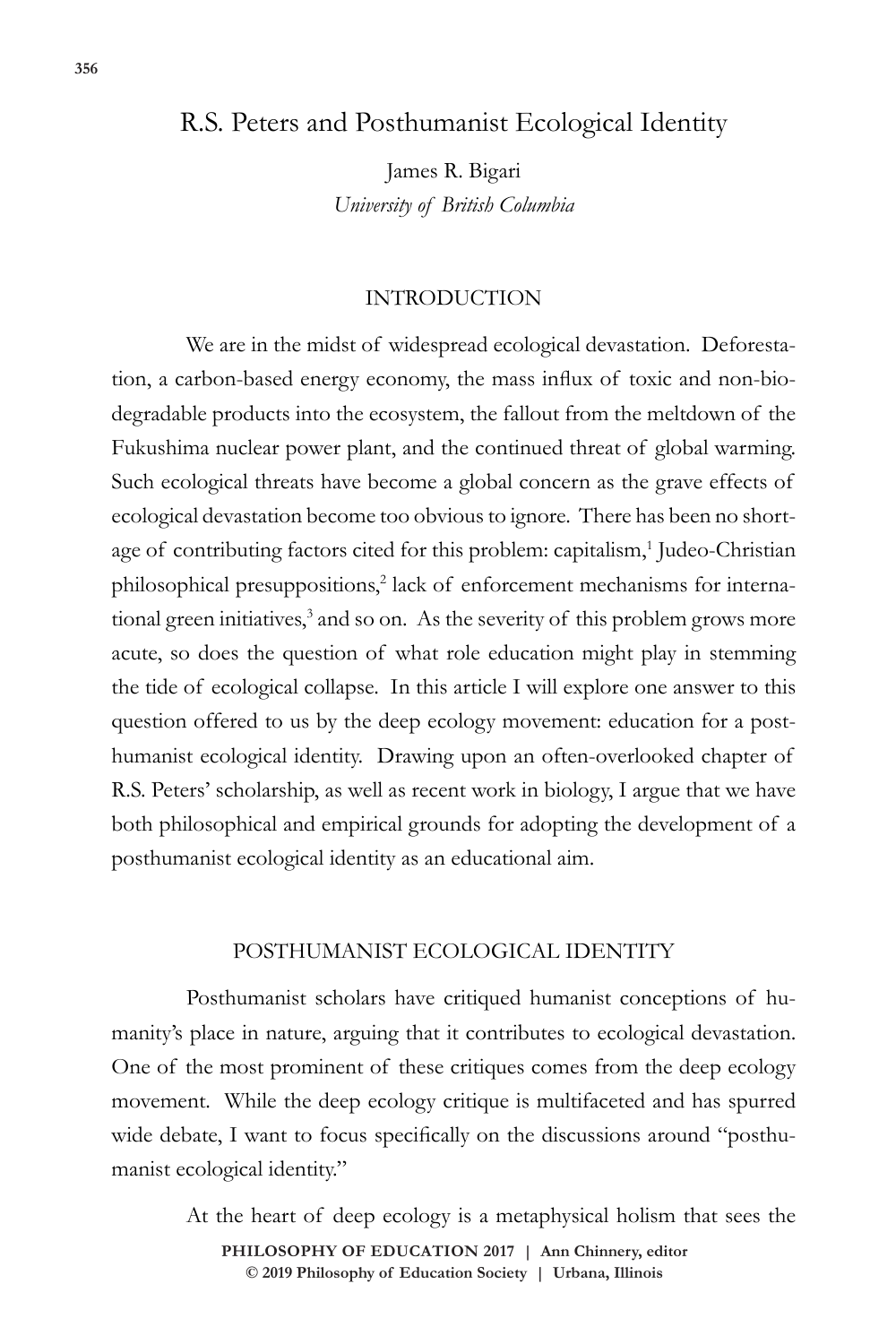# R.S. Peters and Posthumanist Ecological Identity

James R. Bigari
*University of British Columbia*

## INTRODUCTION

We are in the midst of widespread ecological devastation. Deforestation, a carbon-based energy economy, the mass influx of toxic and non-biodegradable products into the ecosystem, the fallout from the meltdown of the Fukushima nuclear power plant, and the continued threat of global warming. Such ecological threats have become a global concern as the grave effects of ecological devastation become too obvious to ignore. There has been no shortage of contributing factors cited for this problem: capitalism,[1] Judeo-Christian philosophical presuppositions,[2] lack of enforcement mechanisms for international green initiatives,[3] and so on. As the severity of this problem grows more acute, so does the question of what role education might play in stemming the tide of ecological collapse. In this article I will explore one answer to this question offered to us by the deep ecology movement: education for a posthumanist ecological identity. Drawing upon an often-overlooked chapter of R.S. Peters' scholarship, as well as recent work in biology, I argue that we have both philosophical and empirical grounds for adopting the development of a posthumanist ecological identity as an educational aim.

## POSTHUMANIST ECOLOGICAL IDENTITY

Posthumanist scholars have critiqued humanist conceptions of humanity's place in nature, arguing that it contributes to ecological devastation. One of the most prominent of these critiques comes from the deep ecology movement. While the deep ecology critique is multifaceted and has spurred wide debate, I want to focus specifically on the discussions around "posthumanist ecological identity."

At the heart of deep ecology is a metaphysical holism that sees the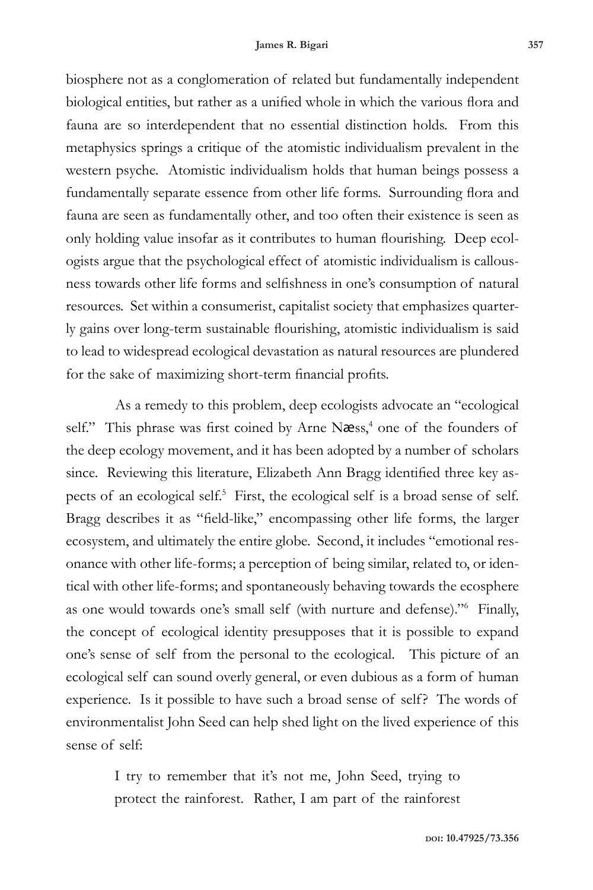biosphere not as a conglomeration of related but fundamentally independent biological entities, but rather as a unified whole in which the various flora and fauna are so interdependent that no essential distinction holds. From this metaphysics springs a critique of the atomistic individualism prevalent in the western psyche. Atomistic individualism holds that human beings possess a fundamentally separate essence from other life forms. Surrounding flora and fauna are seen as fundamentally other, and too often their existence is seen as only holding value insofar as it contributes to human flourishing. Deep ecologists argue that the psychological effect of atomistic individualism is callousness towards other life forms and selfishness in one's consumption of natural resources. Set within a consumerist, capitalist society that emphasizes quarterly gains over long-term sustainable flourishing, atomistic individualism is said to lead to widespread ecological devastation as natural resources are plundered for the sake of maximizing short-term financial profits.

As a remedy to this problem, deep ecologists advocate an "ecological self." This phrase was first coined by Arne Næss,[4] one of the founders of the deep ecology movement, and it has been adopted by a number of scholars since. Reviewing this literature, Elizabeth Ann Bragg identified three key aspects of an ecological self.[5] First, the ecological self is a broad sense of self. Bragg describes it as "field-like," encompassing other life forms, the larger ecosystem, and ultimately the entire globe. Second, it includes "emotional resonance with other life-forms; a perception of being similar, related to, or identical with other life-forms; and spontaneously behaving towards the ecosphere as one would towards one's small self (with nurture and defense)."[6] Finally, the concept of ecological identity presupposes that it is possible to expand one's sense of self from the personal to the ecological. This picture of an ecological self can sound overly general, or even dubious as a form of human experience. Is it possible to have such a broad sense of self? The words of environmentalist John Seed can help shed light on the lived experience of this sense of self:

> I try to remember that it's not me, John Seed, trying to protect the rainforest. Rather, I am part of the rainforest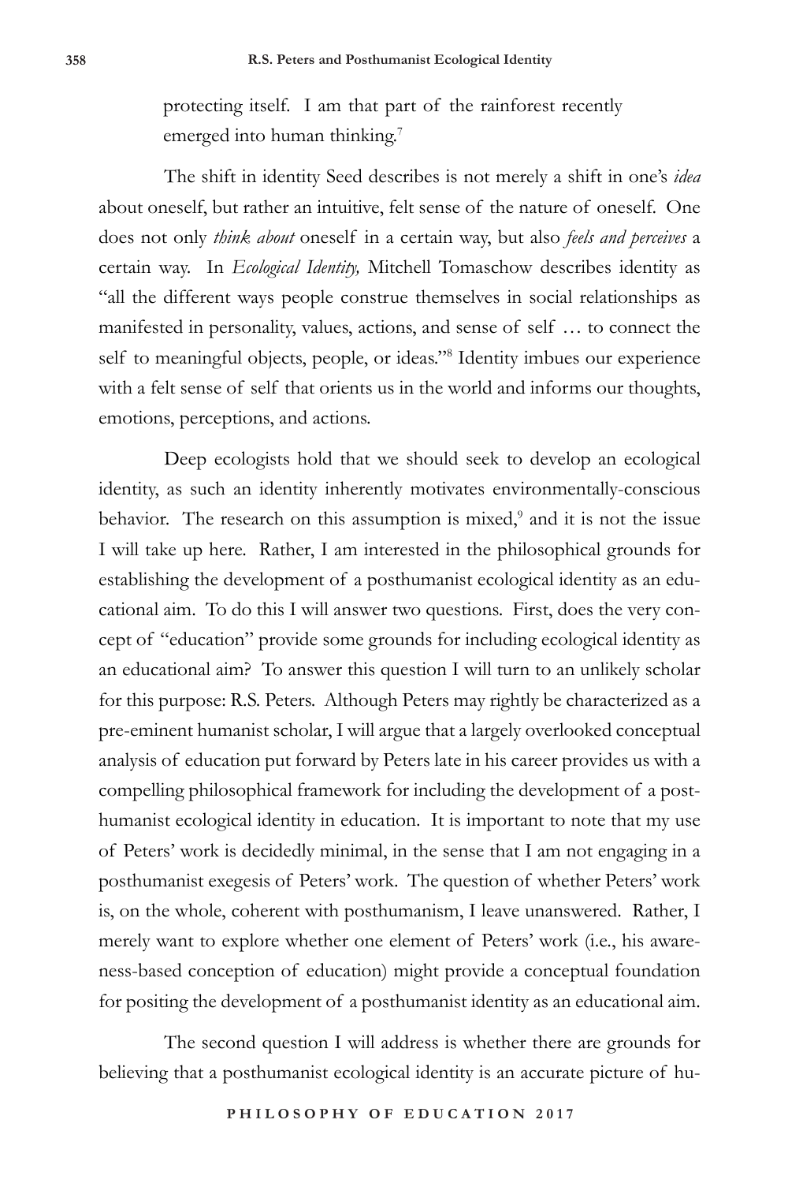protecting itself. I am that part of the rainforest recently emerged into human thinking.[7]

The shift in identity Seed describes is not merely a shift in one's *idea* about oneself, but rather an intuitive, felt sense of the nature of oneself. One does not only *think about* oneself in a certain way, but also *feels and perceives* a certain way. In *Ecological Identity,* Mitchell Tomaschow describes identity as "all the different ways people construe themselves in social relationships as manifested in personality, values, actions, and sense of self … to connect the self to meaningful objects, people, or ideas."[8] Identity imbues our experience with a felt sense of self that orients us in the world and informs our thoughts, emotions, perceptions, and actions.

Deep ecologists hold that we should seek to develop an ecological identity, as such an identity inherently motivates environmentally-conscious behavior. The research on this assumption is mixed,[9] and it is not the issue I will take up here. Rather, I am interested in the philosophical grounds for establishing the development of a posthumanist ecological identity as an educational aim. To do this I will answer two questions. First, does the very concept of "education" provide some grounds for including ecological identity as an educational aim? To answer this question I will turn to an unlikely scholar for this purpose: R.S. Peters. Although Peters may rightly be characterized as a pre-eminent humanist scholar, I will argue that a largely overlooked conceptual analysis of education put forward by Peters late in his career provides us with a compelling philosophical framework for including the development of a posthumanist ecological identity in education. It is important to note that my use of Peters' work is decidedly minimal, in the sense that I am not engaging in a posthumanist exegesis of Peters' work. The question of whether Peters' work is, on the whole, coherent with posthumanism, I leave unanswered. Rather, I merely want to explore whether one element of Peters' work (i.e., his awareness-based conception of education) might provide a conceptual foundation for positing the development of a posthumanist identity as an educational aim.

The second question I will address is whether there are grounds for believing that a posthumanist ecological identity is an accurate picture of hu-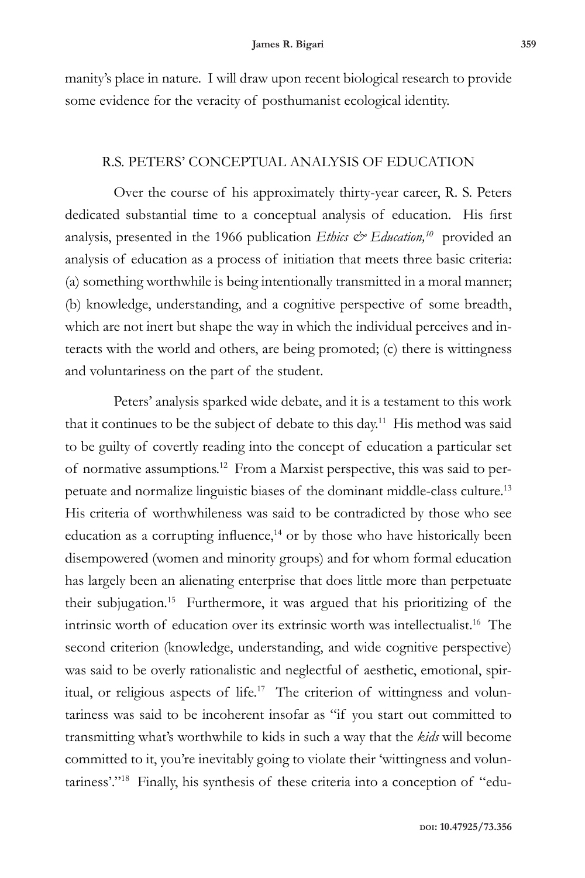manity's place in nature. I will draw upon recent biological research to provide some evidence for the veracity of posthumanist ecological identity.

## R.S. PETERS' CONCEPTUAL ANALYSIS OF EDUCATION

Over the course of his approximately thirty-year career, R. S. Peters dedicated substantial time to a conceptual analysis of education. His first analysis, presented in the 1966 publication *Ethics & Education,*[10] provided an analysis of education as a process of initiation that meets three basic criteria: (a) something worthwhile is being intentionally transmitted in a moral manner; (b) knowledge, understanding, and a cognitive perspective of some breadth, which are not inert but shape the way in which the individual perceives and interacts with the world and others, are being promoted; (c) there is wittingness and voluntariness on the part of the student.

Peters' analysis sparked wide debate, and it is a testament to this work that it continues to be the subject of debate to this day.[11] His method was said to be guilty of covertly reading into the concept of education a particular set of normative assumptions.[12] From a Marxist perspective, this was said to perpetuate and normalize linguistic biases of the dominant middle-class culture.[13] His criteria of worthwhileness was said to be contradicted by those who see education as a corrupting influence,[14] or by those who have historically been disempowered (women and minority groups) and for whom formal education has largely been an alienating enterprise that does little more than perpetuate their subjugation.[15] Furthermore, it was argued that his prioritizing of the intrinsic worth of education over its extrinsic worth was intellectualist.[16] The second criterion (knowledge, understanding, and wide cognitive perspective) was said to be overly rationalistic and neglectful of aesthetic, emotional, spiritual, or religious aspects of life.[17] The criterion of wittingness and voluntariness was said to be incoherent insofar as "if you start out committed to transmitting what's worthwhile to kids in such a way that the *kids* will become committed to it, you're inevitably going to violate their 'wittingness and voluntariness'."[18] Finally, his synthesis of these criteria into a conception of "edu-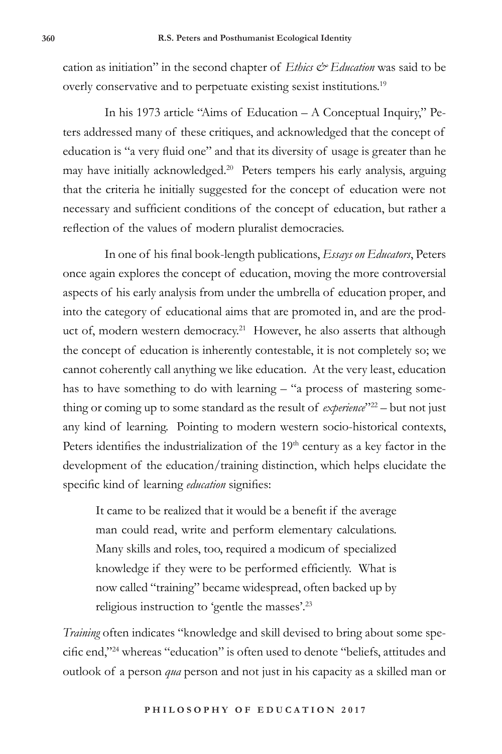cation as initiation" in the second chapter of *Ethics & Education* was said to be overly conservative and to perpetuate existing sexist institutions.[19]

In his 1973 article "Aims of Education – A Conceptual Inquiry," Peters addressed many of these critiques, and acknowledged that the concept of education is "a very fluid one" and that its diversity of usage is greater than he may have initially acknowledged.[20] Peters tempers his early analysis, arguing that the criteria he initially suggested for the concept of education were not necessary and sufficient conditions of the concept of education, but rather a reflection of the values of modern pluralist democracies.

In one of his final book-length publications, *Essays on Educators*, Peters once again explores the concept of education, moving the more controversial aspects of his early analysis from under the umbrella of education proper, and into the category of educational aims that are promoted in, and are the product of, modern western democracy.[21] However, he also asserts that although the concept of education is inherently contestable, it is not completely so; we cannot coherently call anything we like education. At the very least, education has to have something to do with learning – "a process of mastering something or coming up to some standard as the result of *experience*"[22] – but not just any kind of learning. Pointing to modern western socio-historical contexts, Peters identifies the industrialization of the 19th century as a key factor in the development of the education/training distinction, which helps elucidate the specific kind of learning *education* signifies:

> It came to be realized that it would be a benefit if the average man could read, write and perform elementary calculations. Many skills and roles, too, required a modicum of specialized knowledge if they were to be performed efficiently. What is now called "training" became widespread, often backed up by religious instruction to 'gentle the masses'.[23]

*Training* often indicates "knowledge and skill devised to bring about some specific end,"[24] whereas "education" is often used to denote "beliefs, attitudes and outlook of a person *qua* person and not just in his capacity as a skilled man or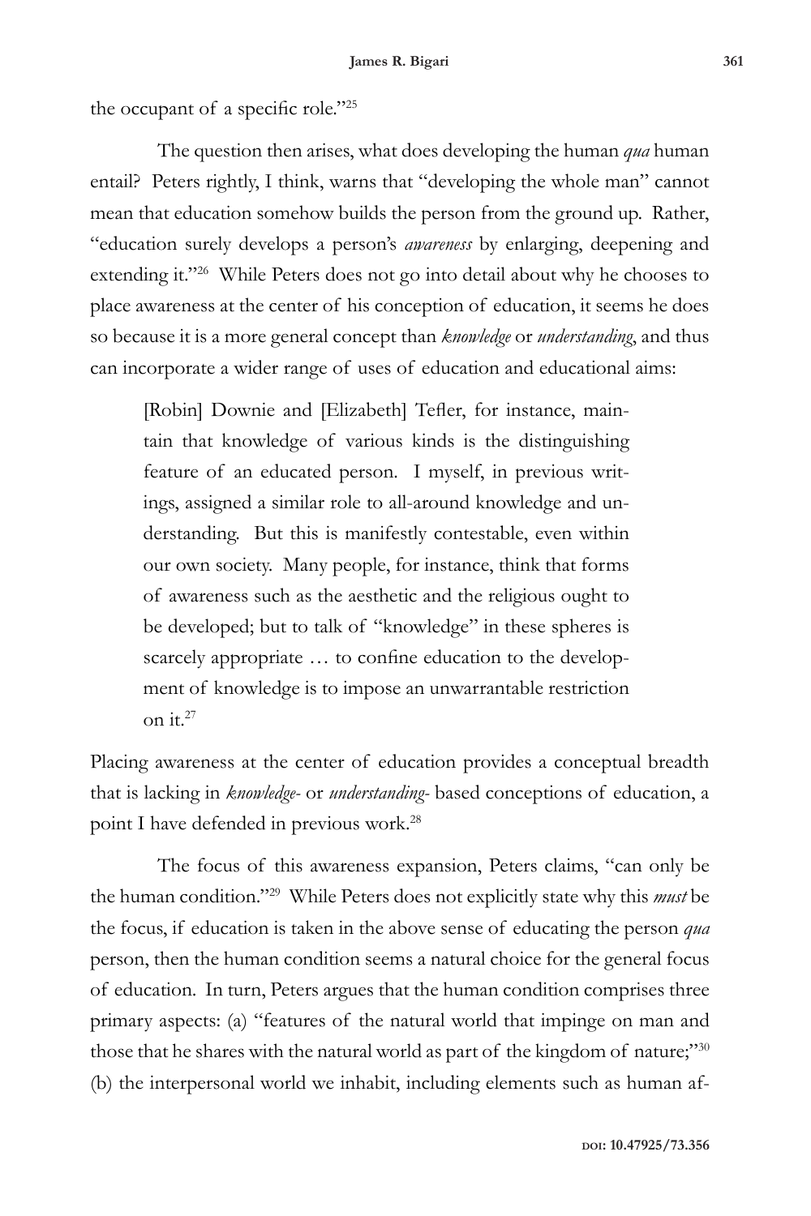the occupant of a specific role."[25]

The question then arises, what does developing the human *qua* human entail? Peters rightly, I think, warns that "developing the whole man" cannot mean that education somehow builds the person from the ground up. Rather, "education surely develops a person's *awareness* by enlarging, deepening and extending it."[26] While Peters does not go into detail about why he chooses to place awareness at the center of his conception of education, it seems he does so because it is a more general concept than *knowledge* or *understanding*, and thus can incorporate a wider range of uses of education and educational aims:

> [Robin] Downie and [Elizabeth] Tefler, for instance, maintain that knowledge of various kinds is the distinguishing feature of an educated person. I myself, in previous writings, assigned a similar role to all-around knowledge and understanding. But this is manifestly contestable, even within our own society. Many people, for instance, think that forms of awareness such as the aesthetic and the religious ought to be developed; but to talk of "knowledge" in these spheres is scarcely appropriate … to confine education to the development of knowledge is to impose an unwarrantable restriction on it.[27]

Placing awareness at the center of education provides a conceptual breadth that is lacking in *knowledge*- or *understanding*- based conceptions of education, a point I have defended in previous work.[28]

The focus of this awareness expansion, Peters claims, "can only be the human condition."[29] While Peters does not explicitly state why this *must* be the focus, if education is taken in the above sense of educating the person *qua* person, then the human condition seems a natural choice for the general focus of education. In turn, Peters argues that the human condition comprises three primary aspects: (a) "features of the natural world that impinge on man and those that he shares with the natural world as part of the kingdom of nature;"[30] (b) the interpersonal world we inhabit, including elements such as human af-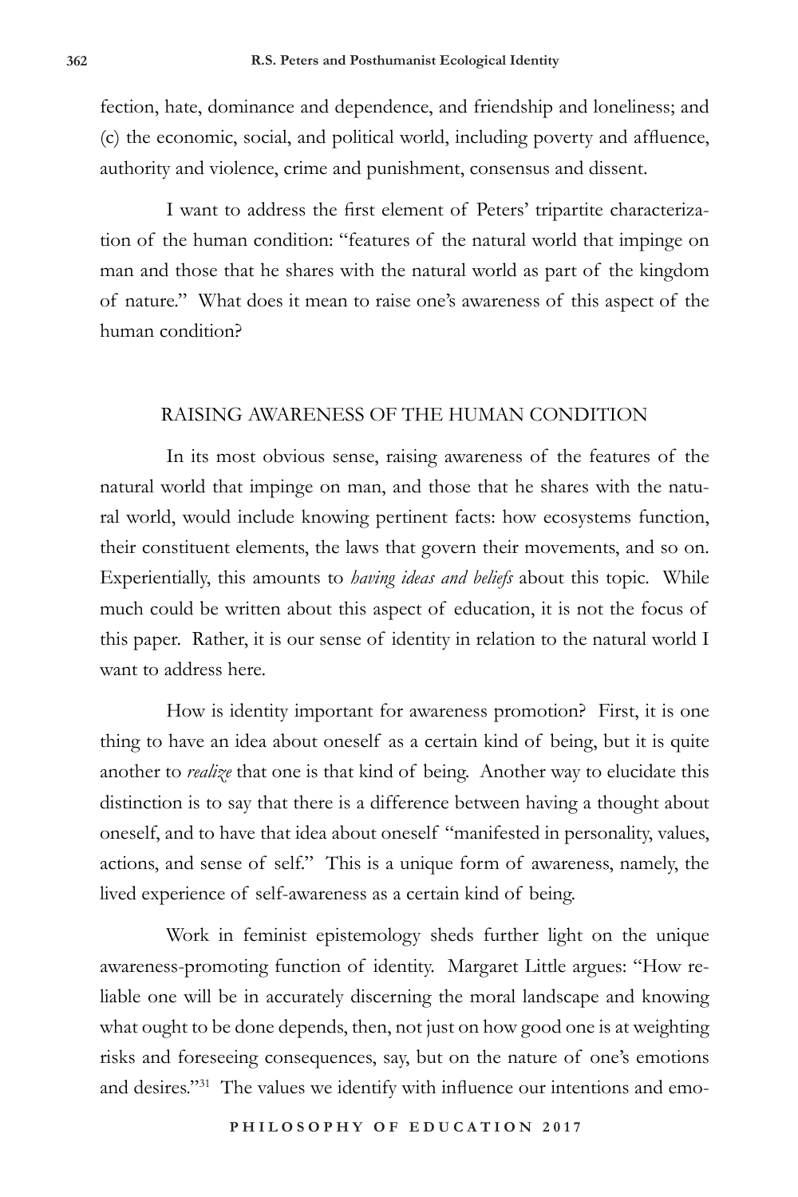fection, hate, dominance and dependence, and friendship and loneliness; and (c) the economic, social, and political world, including poverty and affluence, authority and violence, crime and punishment, consensus and dissent.

I want to address the first element of Peters' tripartite characterization of the human condition: "features of the natural world that impinge on man and those that he shares with the natural world as part of the kingdom of nature." What does it mean to raise one's awareness of this aspect of the human condition?

## RAISING AWARENESS OF THE HUMAN CONDITION

In its most obvious sense, raising awareness of the features of the natural world that impinge on man, and those that he shares with the natural world, would include knowing pertinent facts: how ecosystems function, their constituent elements, the laws that govern their movements, and so on. Experientially, this amounts to *having ideas and beliefs* about this topic. While much could be written about this aspect of education, it is not the focus of this paper. Rather, it is our sense of identity in relation to the natural world I want to address here.

How is identity important for awareness promotion? First, it is one thing to have an idea about oneself as a certain kind of being, but it is quite another to *realize* that one is that kind of being. Another way to elucidate this distinction is to say that there is a difference between having a thought about oneself, and to have that idea about oneself "manifested in personality, values, actions, and sense of self." This is a unique form of awareness, namely, the lived experience of self-awareness as a certain kind of being.

Work in feminist epistemology sheds further light on the unique awareness-promoting function of identity. Margaret Little argues: "How reliable one will be in accurately discerning the moral landscape and knowing what ought to be done depends, then, not just on how good one is at weighting risks and foreseeing consequences, say, but on the nature of one's emotions and desires."[31] The values we identify with influence our intentions and emo-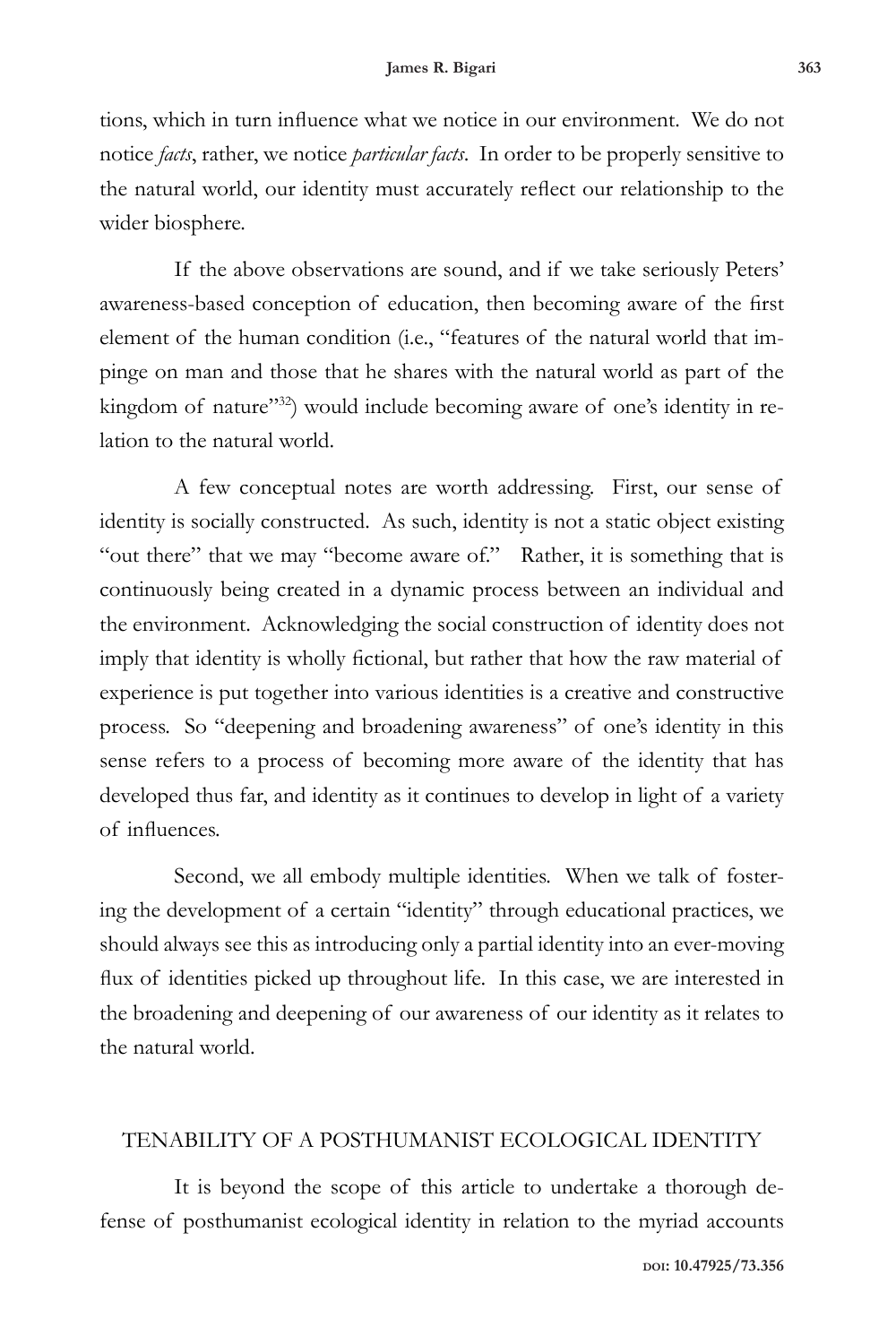tions, which in turn influence what we notice in our environment. We do not notice *facts*, rather, we notice *particular facts*. In order to be properly sensitive to the natural world, our identity must accurately reflect our relationship to the wider biosphere.

If the above observations are sound, and if we take seriously Peters' awareness-based conception of education, then becoming aware of the first element of the human condition (i.e., "features of the natural world that impinge on man and those that he shares with the natural world as part of the kingdom of nature"[32]) would include becoming aware of one's identity in relation to the natural world.

A few conceptual notes are worth addressing. First, our sense of identity is socially constructed. As such, identity is not a static object existing "out there" that we may "become aware of." Rather, it is something that is continuously being created in a dynamic process between an individual and the environment. Acknowledging the social construction of identity does not imply that identity is wholly fictional, but rather that how the raw material of experience is put together into various identities is a creative and constructive process. So "deepening and broadening awareness" of one's identity in this sense refers to a process of becoming more aware of the identity that has developed thus far, and identity as it continues to develop in light of a variety of influences.

Second, we all embody multiple identities. When we talk of fostering the development of a certain "identity" through educational practices, we should always see this as introducing only a partial identity into an ever-moving flux of identities picked up throughout life. In this case, we are interested in the broadening and deepening of our awareness of our identity as it relates to the natural world.

## TENABILITY OF A POSTHUMANIST ECOLOGICAL IDENTITY

It is beyond the scope of this article to undertake a thorough defense of posthumanist ecological identity in relation to the myriad accounts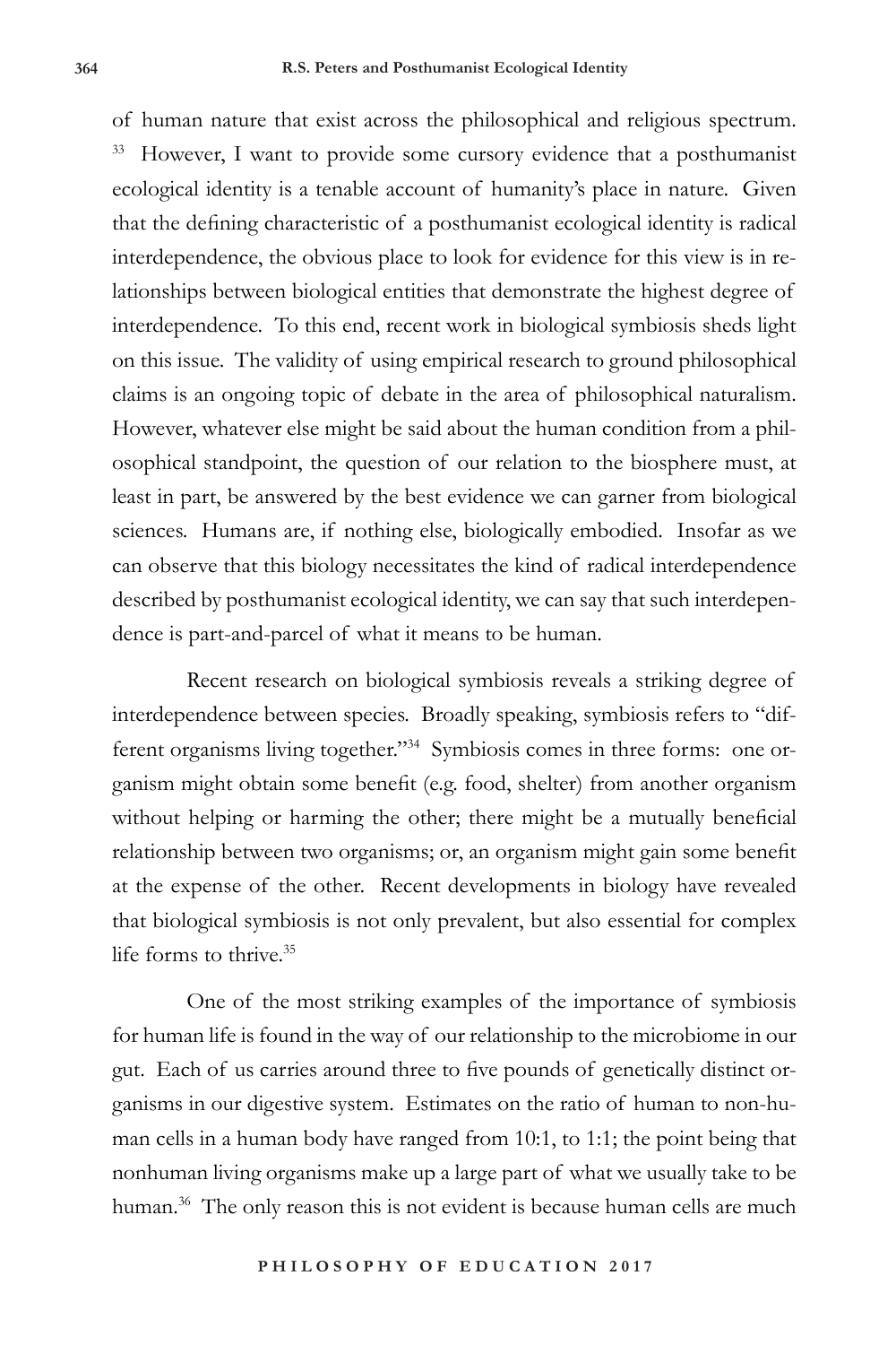of human nature that exist across the philosophical and religious spectrum.[33] However, I want to provide some cursory evidence that a posthumanist ecological identity is a tenable account of humanity's place in nature. Given that the defining characteristic of a posthumanist ecological identity is radical interdependence, the obvious place to look for evidence for this view is in relationships between biological entities that demonstrate the highest degree of interdependence. To this end, recent work in biological symbiosis sheds light on this issue. The validity of using empirical research to ground philosophical claims is an ongoing topic of debate in the area of philosophical naturalism. However, whatever else might be said about the human condition from a philosophical standpoint, the question of our relation to the biosphere must, at least in part, be answered by the best evidence we can garner from biological sciences. Humans are, if nothing else, biologically embodied. Insofar as we can observe that this biology necessitates the kind of radical interdependence described by posthumanist ecological identity, we can say that such interdependence is part-and-parcel of what it means to be human.

Recent research on biological symbiosis reveals a striking degree of interdependence between species. Broadly speaking, symbiosis refers to "different organisms living together."[34] Symbiosis comes in three forms: one organism might obtain some benefit (e.g. food, shelter) from another organism without helping or harming the other; there might be a mutually beneficial relationship between two organisms; or, an organism might gain some benefit at the expense of the other. Recent developments in biology have revealed that biological symbiosis is not only prevalent, but also essential for complex life forms to thrive.[35]

One of the most striking examples of the importance of symbiosis for human life is found in the way of our relationship to the microbiome in our gut. Each of us carries around three to five pounds of genetically distinct organisms in our digestive system. Estimates on the ratio of human to non-human cells in a human body have ranged from 10:1, to 1:1; the point being that nonhuman living organisms make up a large part of what we usually take to be human.[36] The only reason this is not evident is because human cells are much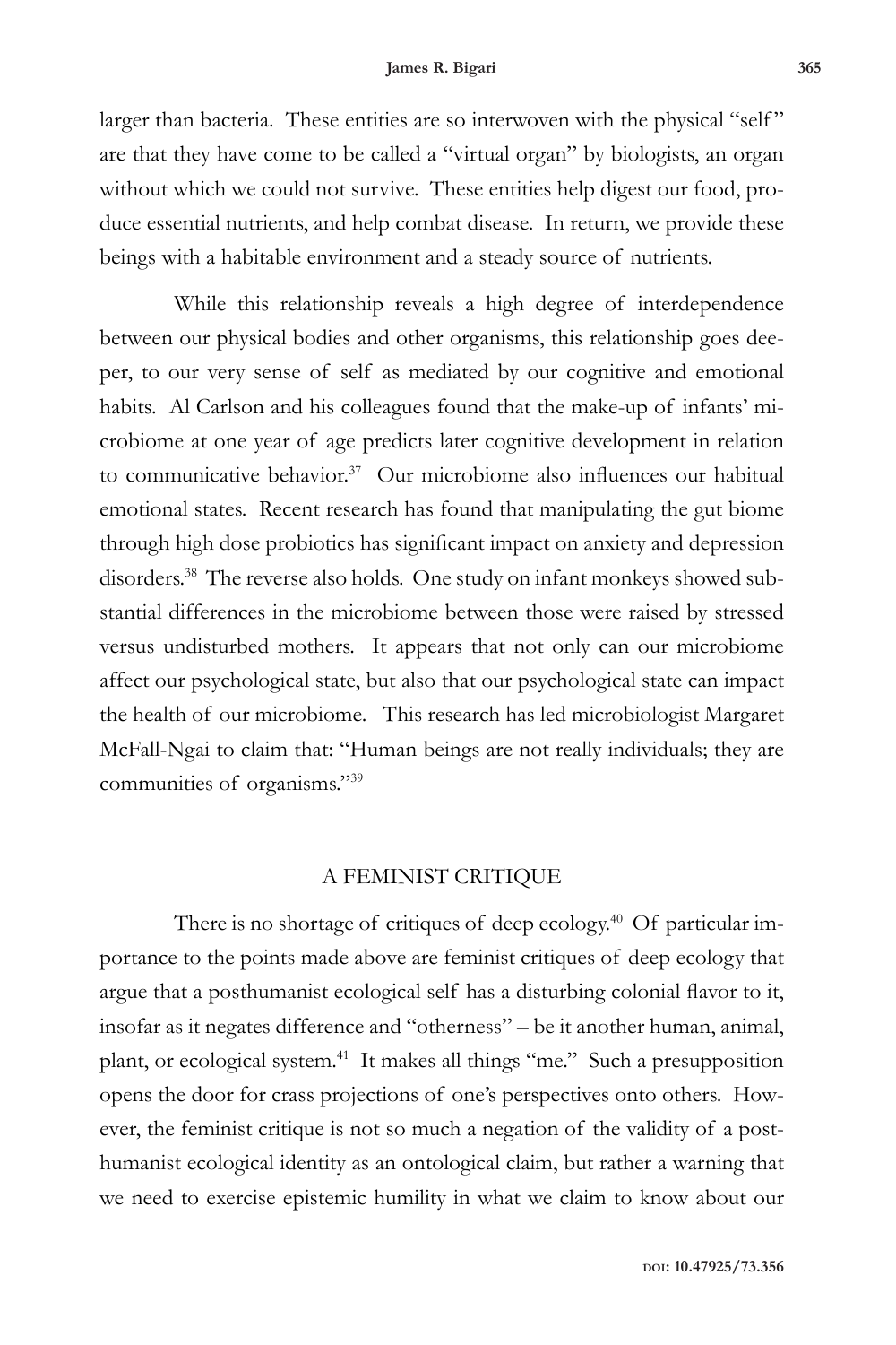larger than bacteria. These entities are so interwoven with the physical "self" are that they have come to be called a "virtual organ" by biologists, an organ without which we could not survive. These entities help digest our food, produce essential nutrients, and help combat disease. In return, we provide these beings with a habitable environment and a steady source of nutrients.

While this relationship reveals a high degree of interdependence between our physical bodies and other organisms, this relationship goes deeper, to our very sense of self as mediated by our cognitive and emotional habits. Al Carlson and his colleagues found that the make-up of infants' microbiome at one year of age predicts later cognitive development in relation to communicative behavior.[37] Our microbiome also influences our habitual emotional states. Recent research has found that manipulating the gut biome through high dose probiotics has significant impact on anxiety and depression disorders.[38] The reverse also holds. One study on infant monkeys showed substantial differences in the microbiome between those were raised by stressed versus undisturbed mothers. It appears that not only can our microbiome affect our psychological state, but also that our psychological state can impact the health of our microbiome. This research has led microbiologist Margaret McFall-Ngai to claim that: "Human beings are not really individuals; they are communities of organisms."[39]

## A FEMINIST CRITIQUE

There is no shortage of critiques of deep ecology.[40] Of particular importance to the points made above are feminist critiques of deep ecology that argue that a posthumanist ecological self has a disturbing colonial flavor to it, insofar as it negates difference and "otherness" – be it another human, animal, plant, or ecological system.[41] It makes all things "me." Such a presupposition opens the door for crass projections of one's perspectives onto others. However, the feminist critique is not so much a negation of the validity of a posthumanist ecological identity as an ontological claim, but rather a warning that we need to exercise epistemic humility in what we claim to know about our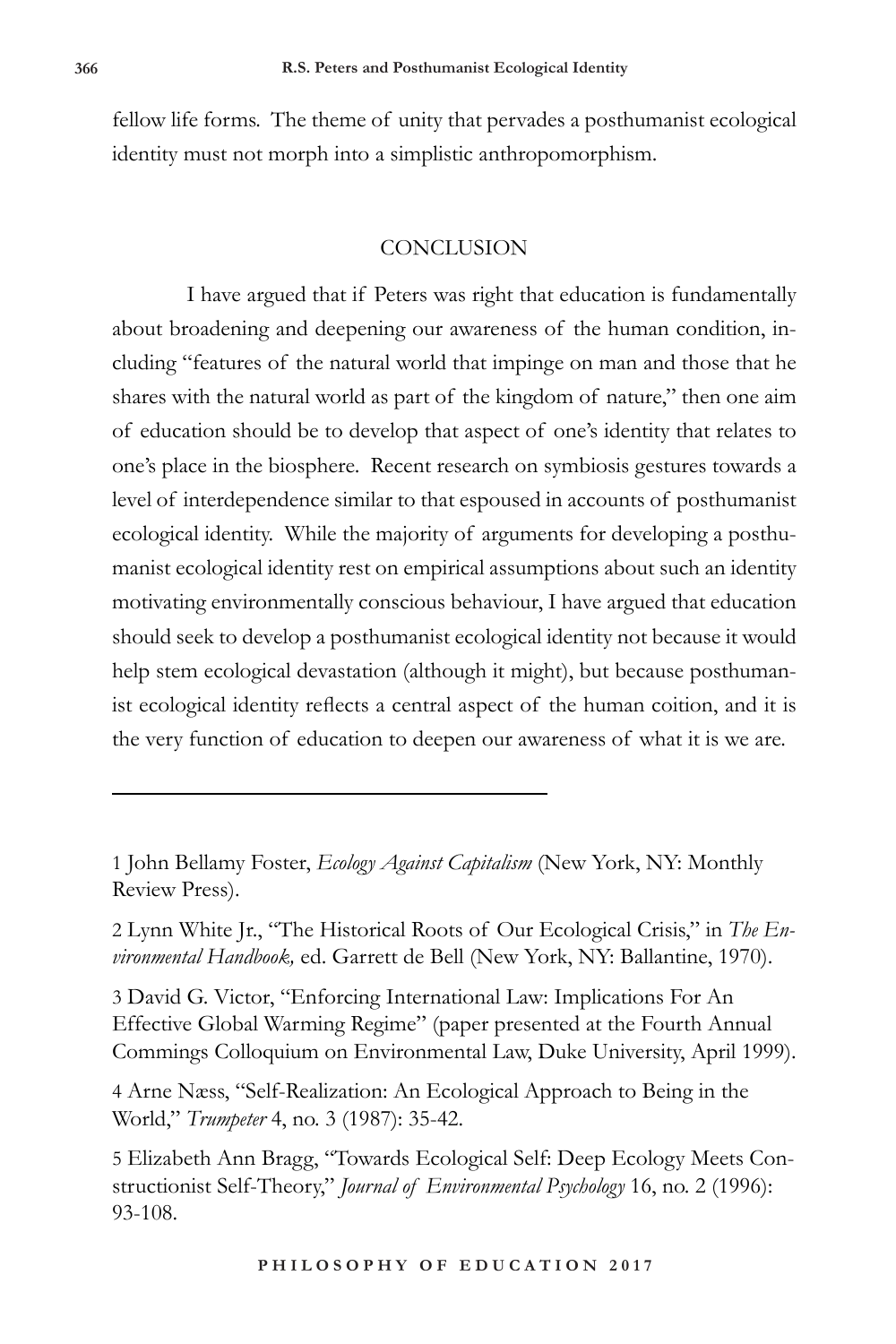fellow life forms. The theme of unity that pervades a posthumanist ecological identity must not morph into a simplistic anthropomorphism.

## CONCLUSION

I have argued that if Peters was right that education is fundamentally about broadening and deepening our awareness of the human condition, including "features of the natural world that impinge on man and those that he shares with the natural world as part of the kingdom of nature," then one aim of education should be to develop that aspect of one's identity that relates to one's place in the biosphere. Recent research on symbiosis gestures towards a level of interdependence similar to that espoused in accounts of posthumanist ecological identity. While the majority of arguments for developing a posthumanist ecological identity rest on empirical assumptions about such an identity motivating environmentally conscious behaviour, I have argued that education should seek to develop a posthumanist ecological identity not because it would help stem ecological devastation (although it might), but because posthumanist ecological identity reflects a central aspect of the human coition, and it is the very function of education to deepen our awareness of what it is we are.

---

1 John Bellamy Foster, *Ecology Against Capitalism* (New York, NY: Monthly Review Press).

2 Lynn White Jr., "The Historical Roots of Our Ecological Crisis," in *The Environmental Handbook,* ed. Garrett de Bell (New York, NY: Ballantine, 1970).

3 David G. Victor, "Enforcing International Law: Implications For An Effective Global Warming Regime" (paper presented at the Fourth Annual Commings Colloquium on Environmental Law, Duke University, April 1999).

4 Arne Næss, "Self-Realization: An Ecological Approach to Being in the World," *Trumpeter* 4, no. 3 (1987): 35-42.

5 Elizabeth Ann Bragg, "Towards Ecological Self: Deep Ecology Meets Constructionist Self-Theory," *Journal of Environmental Psychology* 16, no. 2 (1996): 93-108.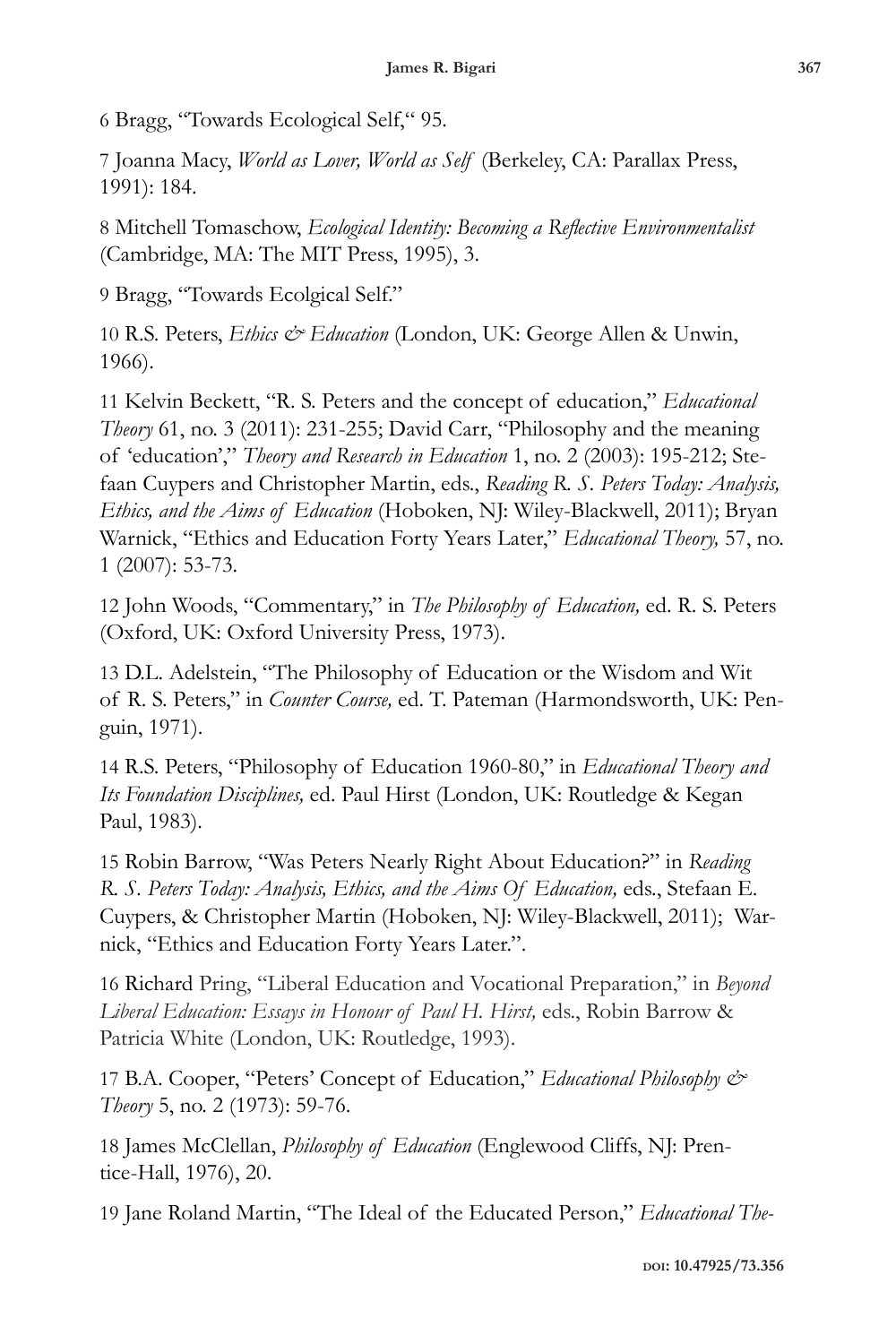6 Bragg, "Towards Ecological Self," 95.

7 Joanna Macy, *World as Lover, World as Self* (Berkeley, CA: Parallax Press, 1991): 184.

8 Mitchell Tomaschow, *Ecological Identity: Becoming a Reflective Environmentalist* (Cambridge, MA: The MIT Press, 1995), 3.

9 Bragg, "Towards Ecolgical Self."

10 R.S. Peters, *Ethics & Education* (London, UK: George Allen & Unwin, 1966).

11 Kelvin Beckett, "R. S. Peters and the concept of education," *Educational Theory* 61, no. 3 (2011): 231-255; David Carr, "Philosophy and the meaning of 'education'," *Theory and Research in Education* 1, no. 2 (2003): 195-212; Stefaan Cuypers and Christopher Martin, eds., *Reading R. S. Peters Today: Analysis, Ethics, and the Aims of Education* (Hoboken, NJ: Wiley-Blackwell, 2011); Bryan Warnick, "Ethics and Education Forty Years Later," *Educational Theory,* 57, no. 1 (2007): 53-73.

12 John Woods, "Commentary," in *The Philosophy of Education,* ed. R. S. Peters (Oxford, UK: Oxford University Press, 1973).

13 D.L. Adelstein, "The Philosophy of Education or the Wisdom and Wit of R. S. Peters," in *Counter Course,* ed. T. Pateman (Harmondsworth, UK: Penguin, 1971).

14 R.S. Peters, "Philosophy of Education 1960-80," in *Educational Theory and Its Foundation Disciplines,* ed. Paul Hirst (London, UK: Routledge & Kegan Paul, 1983).

15 Robin Barrow, "Was Peters Nearly Right About Education?" in *Reading R. S. Peters Today: Analysis, Ethics, and the Aims Of Education,* eds., Stefaan E. Cuypers, & Christopher Martin (Hoboken, NJ: Wiley-Blackwell, 2011); Warnick, "Ethics and Education Forty Years Later.".

16 Richard Pring, "Liberal Education and Vocational Preparation," in *Beyond Liberal Education: Essays in Honour of Paul H. Hirst,* eds., Robin Barrow & Patricia White (London, UK: Routledge, 1993).

17 B.A. Cooper, "Peters' Concept of Education," *Educational Philosophy & Theory* 5, no. 2 (1973): 59-76.

18 James McClellan, *Philosophy of Education* (Englewood Cliffs, NJ: Prentice-Hall, 1976), 20.

19 Jane Roland Martin, "The Ideal of the Educated Person," *Educational The-*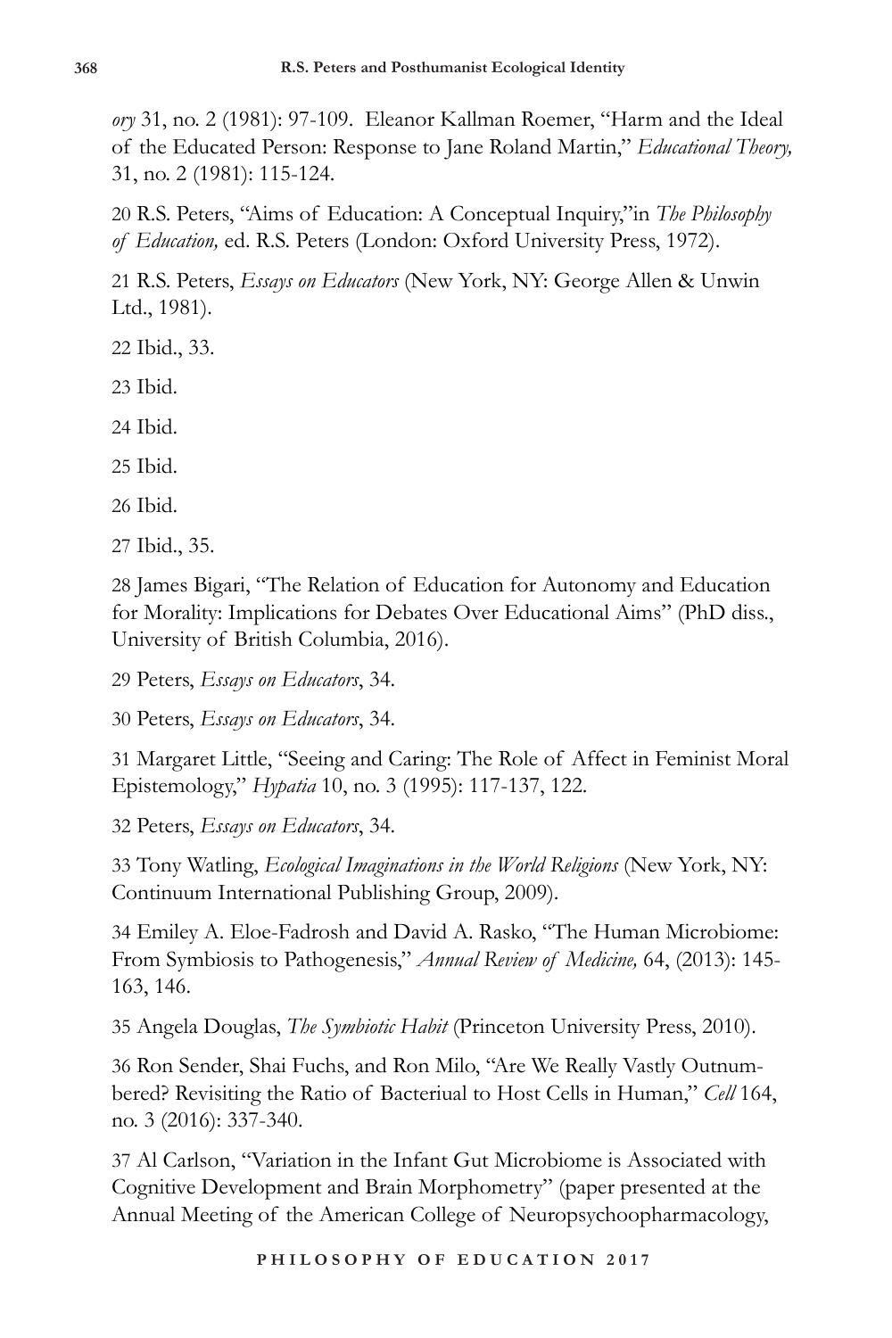*ory* 31, no. 2 (1981): 97-109. Eleanor Kallman Roemer, "Harm and the Ideal of the Educated Person: Response to Jane Roland Martin," *Educational Theory,* 31, no. 2 (1981): 115-124.

20 R.S. Peters, "Aims of Education: A Conceptual Inquiry,"in *The Philosophy of Education,* ed. R.S. Peters (London: Oxford University Press, 1972).

21 R.S. Peters, *Essays on Educators* (New York, NY: George Allen & Unwin Ltd., 1981).

22 Ibid., 33.

23 Ibid.

24 Ibid.

25 Ibid.

26 Ibid.

27 Ibid., 35.

28 James Bigari, "The Relation of Education for Autonomy and Education for Morality: Implications for Debates Over Educational Aims" (PhD diss., University of British Columbia, 2016).

29 Peters, *Essays on Educators*, 34.

30 Peters, *Essays on Educators*, 34.

31 Margaret Little, "Seeing and Caring: The Role of Affect in Feminist Moral Epistemology," *Hypatia* 10, no. 3 (1995): 117-137, 122.

32 Peters, *Essays on Educators*, 34.

33 Tony Watling, *Ecological Imaginations in the World Religions* (New York, NY: Continuum International Publishing Group, 2009).

34 Emiley A. Eloe-Fadrosh and David A. Rasko, "The Human Microbiome: From Symbiosis to Pathogenesis," *Annual Review of Medicine,* 64, (2013): 145-163, 146.

35 Angela Douglas, *The Symbiotic Habit* (Princeton University Press, 2010).

36 Ron Sender, Shai Fuchs, and Ron Milo, "Are We Really Vastly Outnumbered? Revisiting the Ratio of Bacteriual to Host Cells in Human," *Cell* 164, no. 3 (2016): 337-340.

37 Al Carlson, "Variation in the Infant Gut Microbiome is Associated with Cognitive Development and Brain Morphometry" (paper presented at the Annual Meeting of the American College of Neuropsychoopharmacology,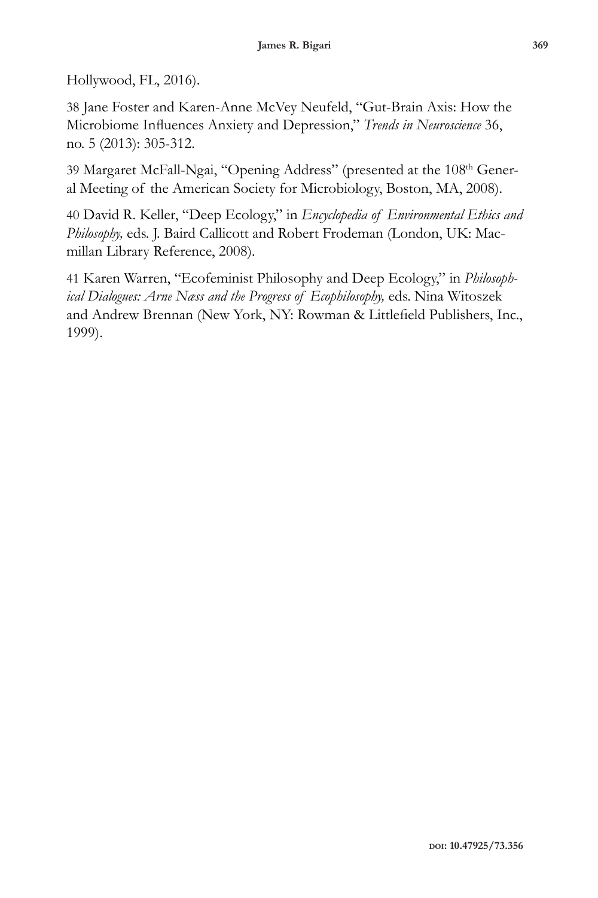Hollywood, FL, 2016).

38 Jane Foster and Karen-Anne McVey Neufeld, "Gut-Brain Axis: How the Microbiome Influences Anxiety and Depression," *Trends in Neuroscience* 36, no. 5 (2013): 305-312.

39 Margaret McFall-Ngai, "Opening Address" (presented at the 108th General Meeting of the American Society for Microbiology, Boston, MA, 2008).

40 David R. Keller, "Deep Ecology," in *Encyclopedia of Environmental Ethics and Philosophy,* eds. J. Baird Callicott and Robert Frodeman (London, UK: Macmillan Library Reference, 2008).

41 Karen Warren, "Ecofeminist Philosophy and Deep Ecology," in *Philosophical Dialogues: Arne Næss and the Progress of Ecophilosophy,* eds. Nina Witoszek and Andrew Brennan (New York, NY: Rowman & Littlefield Publishers, Inc., 1999).